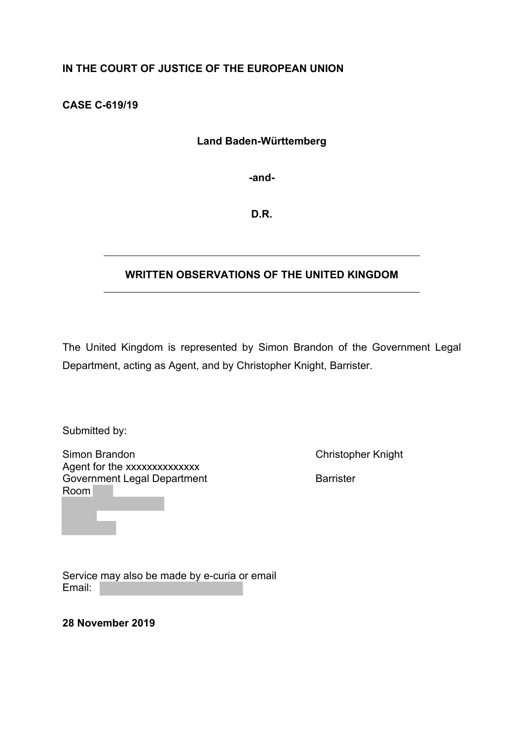**IN THE COURT OF JUSTICE OF THE EUROPEAN UNION**

**CASE C-619/19**

**Land Baden-Württemberg**

**-and-**

**D.R.**

---

**WRITTEN OBSERVATIONS OF THE UNITED KINGDOM**

---

The United Kingdom is represented by Simon Brandon of the Government Legal Department, acting as Agent, and by Christopher Knight, Barrister.

Submitted by:

Simon Brandon
Agent for the xxxxxxxxxxxxxx
Government Legal Department
Room

Christopher Knight
Barrister

Service may also be made by e-curia or email
Email:

**28 November 2019**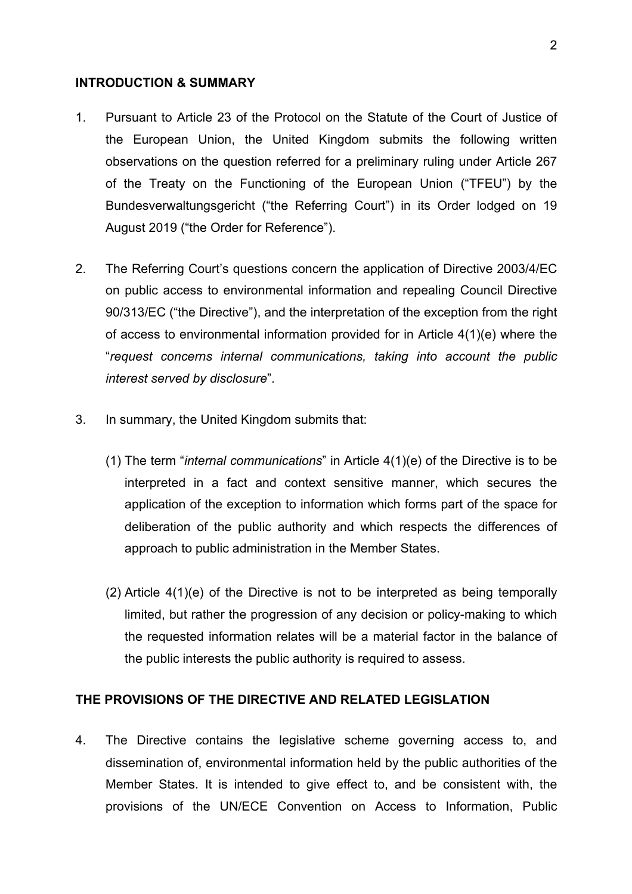## INTRODUCTION & SUMMARY

1. Pursuant to Article 23 of the Protocol on the Statute of the Court of Justice of the European Union, the United Kingdom submits the following written observations on the question referred for a preliminary ruling under Article 267 of the Treaty on the Functioning of the European Union ("TFEU") by the Bundesverwaltungsgericht ("the Referring Court") in its Order lodged on 19 August 2019 ("the Order for Reference").

2. The Referring Court's questions concern the application of Directive 2003/4/EC on public access to environmental information and repealing Council Directive 90/313/EC ("the Directive"), and the interpretation of the exception from the right of access to environmental information provided for in Article 4(1)(e) where the "*request concerns internal communications, taking into account the public interest served by disclosure*".

3. In summary, the United Kingdom submits that:

   (1) The term "*internal communications*" in Article 4(1)(e) of the Directive is to be interpreted in a fact and context sensitive manner, which secures the application of the exception to information which forms part of the space for deliberation of the public authority and which respects the differences of approach to public administration in the Member States.

   (2) Article 4(1)(e) of the Directive is not to be interpreted as being temporally limited, but rather the progression of any decision or policy-making to which the requested information relates will be a material factor in the balance of the public interests the public authority is required to assess.

## THE PROVISIONS OF THE DIRECTIVE AND RELATED LEGISLATION

4. The Directive contains the legislative scheme governing access to, and dissemination of, environmental information held by the public authorities of the Member States. It is intended to give effect to, and be consistent with, the provisions of the UN/ECE Convention on Access to Information, Public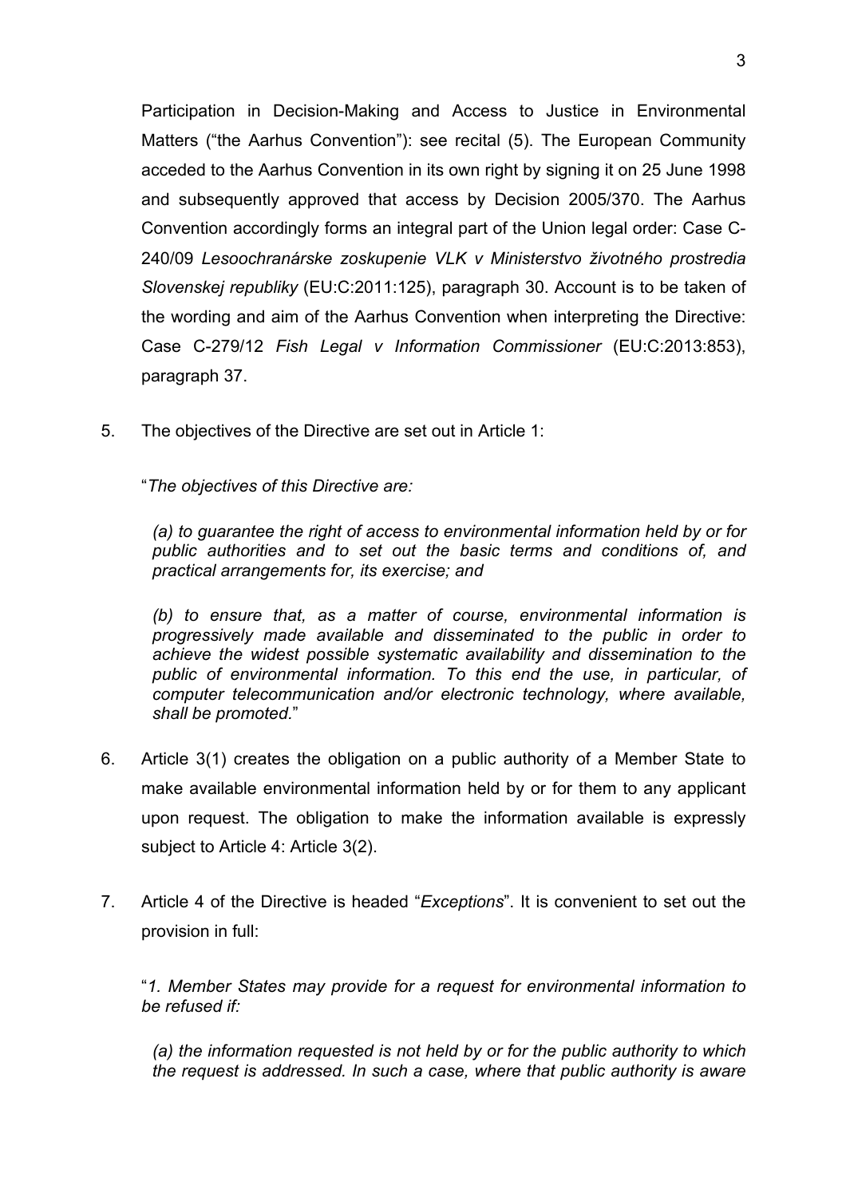Participation in Decision-Making and Access to Justice in Environmental Matters ("the Aarhus Convention"): see recital (5). The European Community acceded to the Aarhus Convention in its own right by signing it on 25 June 1998 and subsequently approved that access by Decision 2005/370. The Aarhus Convention accordingly forms an integral part of the Union legal order: Case C-240/09 *Lesoochranárske zoskupenie VLK v Ministerstvo životného prostredia Slovenskej republiky* (EU:C:2011:125), paragraph 30. Account is to be taken of the wording and aim of the Aarhus Convention when interpreting the Directive: Case C-279/12 *Fish Legal v Information Commissioner* (EU:C:2013:853), paragraph 37.

5. The objectives of the Directive are set out in Article 1:

   "*The objectives of this Directive are:*

   > *(a) to guarantee the right of access to environmental information held by or for public authorities and to set out the basic terms and conditions of, and practical arrangements for, its exercise; and*
   >
   > *(b) to ensure that, as a matter of course, environmental information is progressively made available and disseminated to the public in order to achieve the widest possible systematic availability and dissemination to the public of environmental information. To this end the use, in particular, of computer telecommunication and/or electronic technology, where available, shall be promoted.*"

6. Article 3(1) creates the obligation on a public authority of a Member State to make available environmental information held by or for them to any applicant upon request. The obligation to make the information available is expressly subject to Article 4: Article 3(2).

7. Article 4 of the Directive is headed "*Exceptions*". It is convenient to set out the provision in full:

   "*1. Member States may provide for a request for environmental information to be refused if:*

   > *(a) the information requested is not held by or for the public authority to which the request is addressed. In such a case, where that public authority is aware*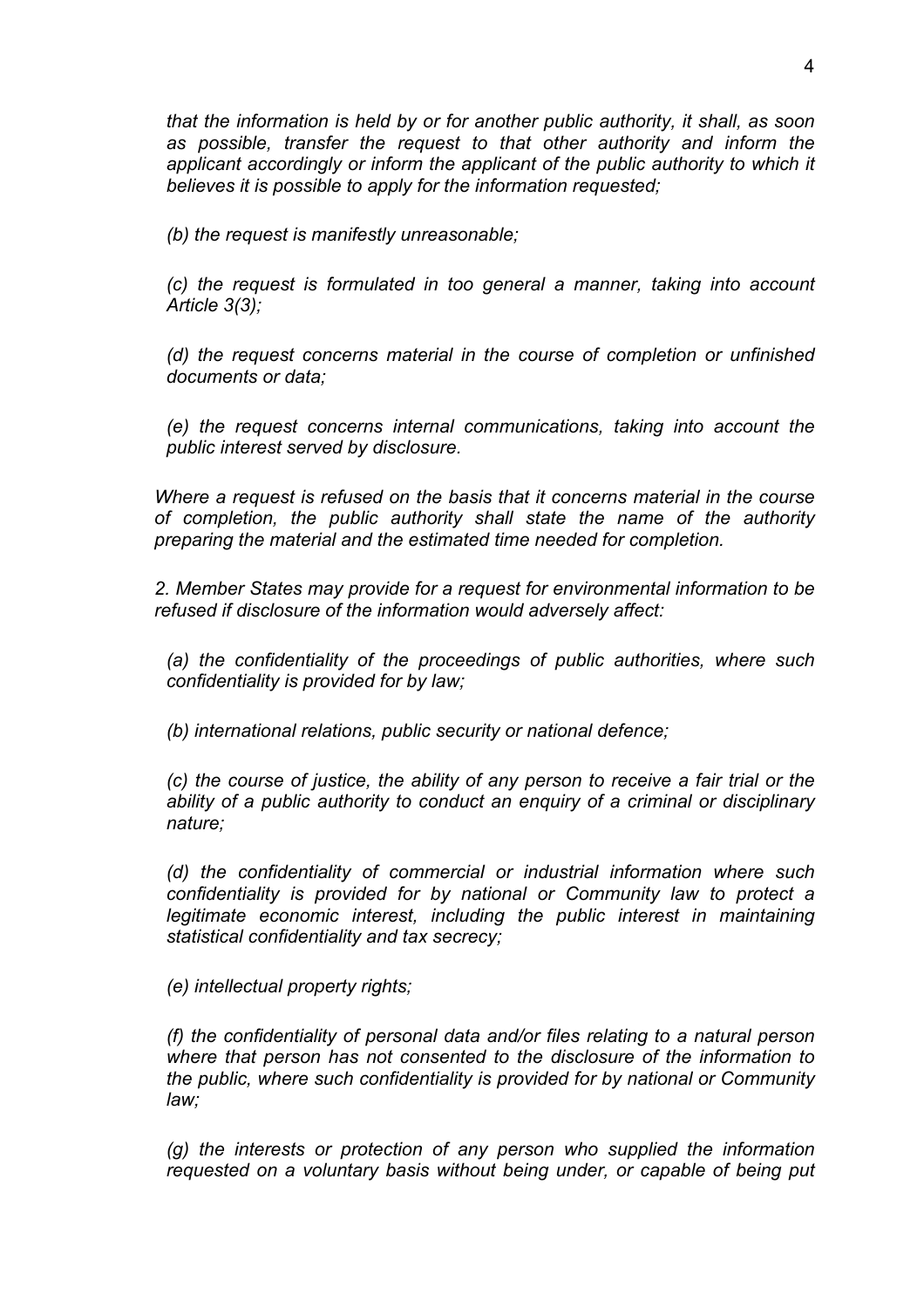*that the information is held by or for another public authority, it shall, as soon as possible, transfer the request to that other authority and inform the applicant accordingly or inform the applicant of the public authority to which it believes it is possible to apply for the information requested;*

*(b) the request is manifestly unreasonable;*

*(c) the request is formulated in too general a manner, taking into account Article 3(3);*

*(d) the request concerns material in the course of completion or unfinished documents or data;*

*(e) the request concerns internal communications, taking into account the public interest served by disclosure.*

*Where a request is refused on the basis that it concerns material in the course of completion, the public authority shall state the name of the authority preparing the material and the estimated time needed for completion.*

*2. Member States may provide for a request for environmental information to be refused if disclosure of the information would adversely affect:*

*(a) the confidentiality of the proceedings of public authorities, where such confidentiality is provided for by law;*

*(b) international relations, public security or national defence;*

*(c) the course of justice, the ability of any person to receive a fair trial or the ability of a public authority to conduct an enquiry of a criminal or disciplinary nature;*

*(d) the confidentiality of commercial or industrial information where such confidentiality is provided for by national or Community law to protect a legitimate economic interest, including the public interest in maintaining statistical confidentiality and tax secrecy;*

*(e) intellectual property rights;*

*(f) the confidentiality of personal data and/or files relating to a natural person where that person has not consented to the disclosure of the information to the public, where such confidentiality is provided for by national or Community law;*

*(g) the interests or protection of any person who supplied the information requested on a voluntary basis without being under, or capable of being put*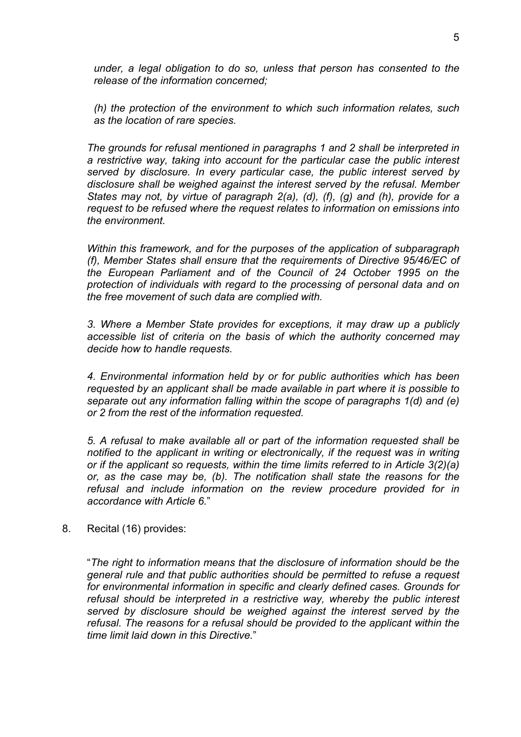*under, a legal obligation to do so, unless that person has consented to the release of the information concerned;*

*(h) the protection of the environment to which such information relates, such as the location of rare species.*

*The grounds for refusal mentioned in paragraphs 1 and 2 shall be interpreted in a restrictive way, taking into account for the particular case the public interest served by disclosure. In every particular case, the public interest served by disclosure shall be weighed against the interest served by the refusal. Member States may not, by virtue of paragraph 2(a), (d), (f), (g) and (h), provide for a request to be refused where the request relates to information on emissions into the environment.*

*Within this framework, and for the purposes of the application of subparagraph (f), Member States shall ensure that the requirements of Directive 95/46/EC of the European Parliament and of the Council of 24 October 1995 on the protection of individuals with regard to the processing of personal data and on the free movement of such data are complied with.*

*3. Where a Member State provides for exceptions, it may draw up a publicly accessible list of criteria on the basis of which the authority concerned may decide how to handle requests.*

*4. Environmental information held by or for public authorities which has been requested by an applicant shall be made available in part where it is possible to separate out any information falling within the scope of paragraphs 1(d) and (e) or 2 from the rest of the information requested.*

*5. A refusal to make available all or part of the information requested shall be notified to the applicant in writing or electronically, if the request was in writing or if the applicant so requests, within the time limits referred to in Article 3(2)(a) or, as the case may be, (b). The notification shall state the reasons for the refusal and include information on the review procedure provided for in accordance with Article 6.*"

8. Recital (16) provides:

"*The right to information means that the disclosure of information should be the general rule and that public authorities should be permitted to refuse a request for environmental information in specific and clearly defined cases. Grounds for refusal should be interpreted in a restrictive way, whereby the public interest served by disclosure should be weighed against the interest served by the refusal. The reasons for a refusal should be provided to the applicant within the time limit laid down in this Directive.*"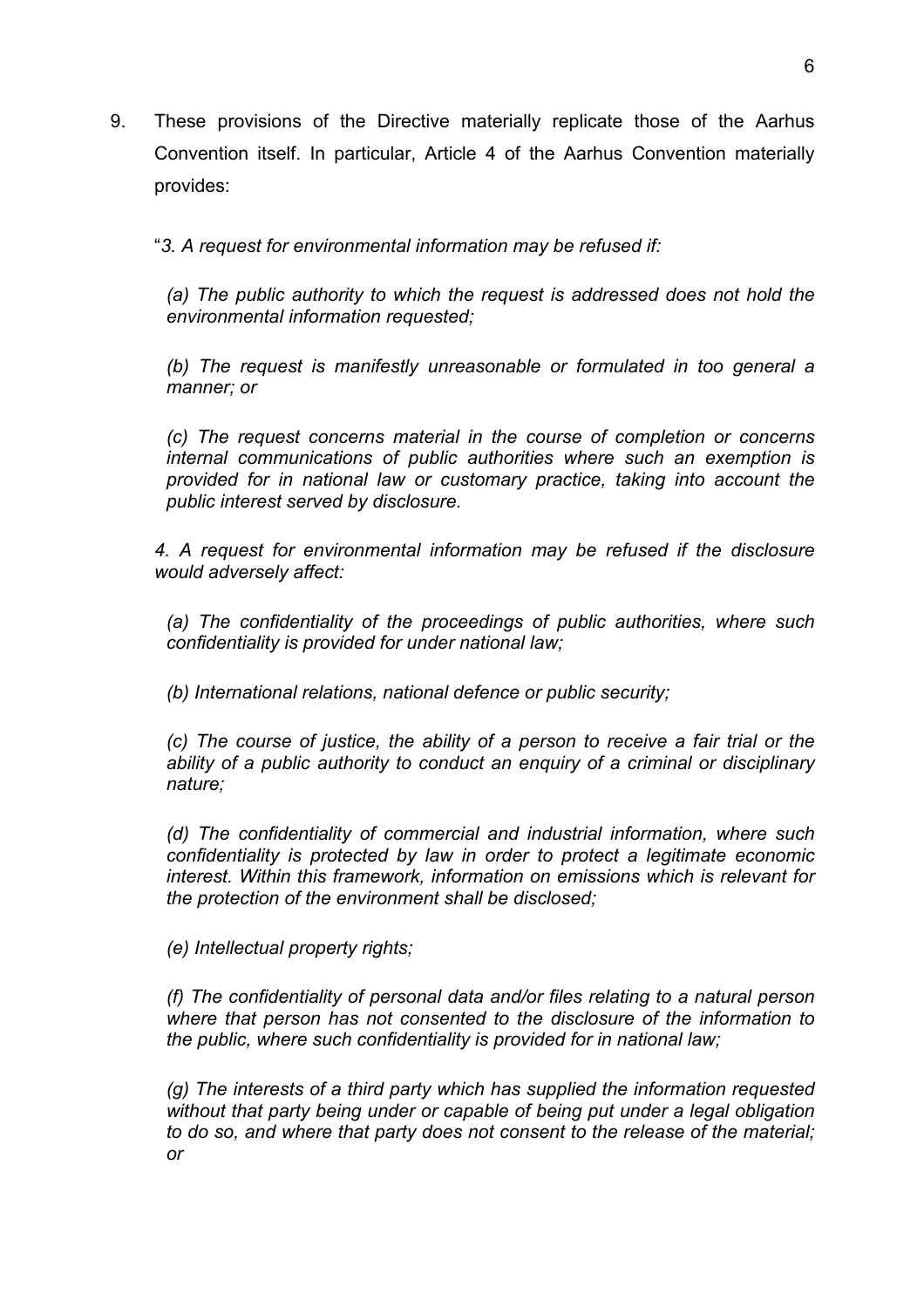9. These provisions of the Directive materially replicate those of the Aarhus Convention itself. In particular, Article 4 of the Aarhus Convention materially provides:

"*3. A request for environmental information may be refused if:*

> *(a) The public authority to which the request is addressed does not hold the environmental information requested;*
>
> *(b) The request is manifestly unreasonable or formulated in too general a manner; or*
>
> *(c) The request concerns material in the course of completion or concerns internal communications of public authorities where such an exemption is provided for in national law or customary practice, taking into account the public interest served by disclosure.*

*4. A request for environmental information may be refused if the disclosure would adversely affect:*

> *(a) The confidentiality of the proceedings of public authorities, where such confidentiality is provided for under national law;*
>
> *(b) International relations, national defence or public security;*
>
> *(c) The course of justice, the ability of a person to receive a fair trial or the ability of a public authority to conduct an enquiry of a criminal or disciplinary nature;*
>
> *(d) The confidentiality of commercial and industrial information, where such confidentiality is protected by law in order to protect a legitimate economic interest. Within this framework, information on emissions which is relevant for the protection of the environment shall be disclosed;*
>
> *(e) Intellectual property rights;*
>
> *(f) The confidentiality of personal data and/or files relating to a natural person where that person has not consented to the disclosure of the information to the public, where such confidentiality is provided for in national law;*
>
> *(g) The interests of a third party which has supplied the information requested without that party being under or capable of being put under a legal obligation to do so, and where that party does not consent to the release of the material; or*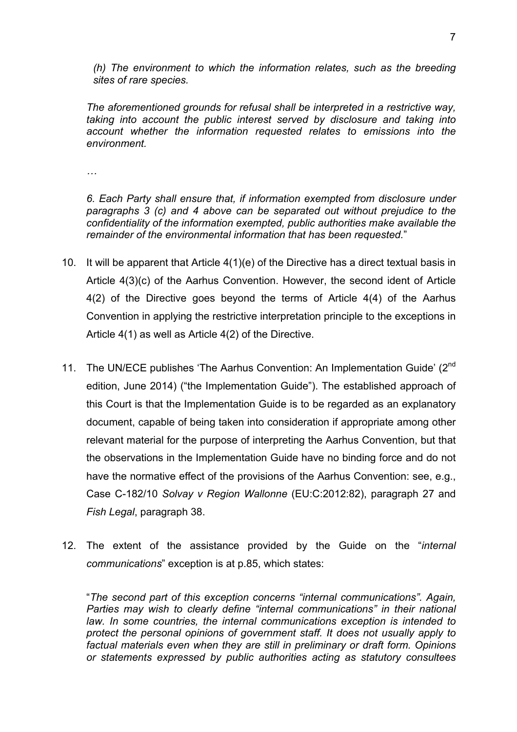*(h) The environment to which the information relates, such as the breeding sites of rare species.*

*The aforementioned grounds for refusal shall be interpreted in a restrictive way, taking into account the public interest served by disclosure and taking into account whether the information requested relates to emissions into the environment.*

*…*

*6. Each Party shall ensure that, if information exempted from disclosure under paragraphs 3 (c) and 4 above can be separated out without prejudice to the confidentiality of the information exempted, public authorities make available the remainder of the environmental information that has been requested.*"

10. It will be apparent that Article 4(1)(e) of the Directive has a direct textual basis in Article 4(3)(c) of the Aarhus Convention. However, the second ident of Article 4(2) of the Directive goes beyond the terms of Article 4(4) of the Aarhus Convention in applying the restrictive interpretation principle to the exceptions in Article 4(1) as well as Article 4(2) of the Directive.

11. The UN/ECE publishes 'The Aarhus Convention: An Implementation Guide' (2nd edition, June 2014) ("the Implementation Guide"). The established approach of this Court is that the Implementation Guide is to be regarded as an explanatory document, capable of being taken into consideration if appropriate among other relevant material for the purpose of interpreting the Aarhus Convention, but that the observations in the Implementation Guide have no binding force and do not have the normative effect of the provisions of the Aarhus Convention: see, e.g., Case C-182/10 *Solvay v Region Wallonne* (EU:C:2012:82), paragraph 27 and *Fish Legal*, paragraph 38.

12. The extent of the assistance provided by the Guide on the "*internal communications*" exception is at p.85, which states:

"*The second part of this exception concerns "internal communications". Again, Parties may wish to clearly define "internal communications" in their national law. In some countries, the internal communications exception is intended to protect the personal opinions of government staff. It does not usually apply to factual materials even when they are still in preliminary or draft form. Opinions or statements expressed by public authorities acting as statutory consultees*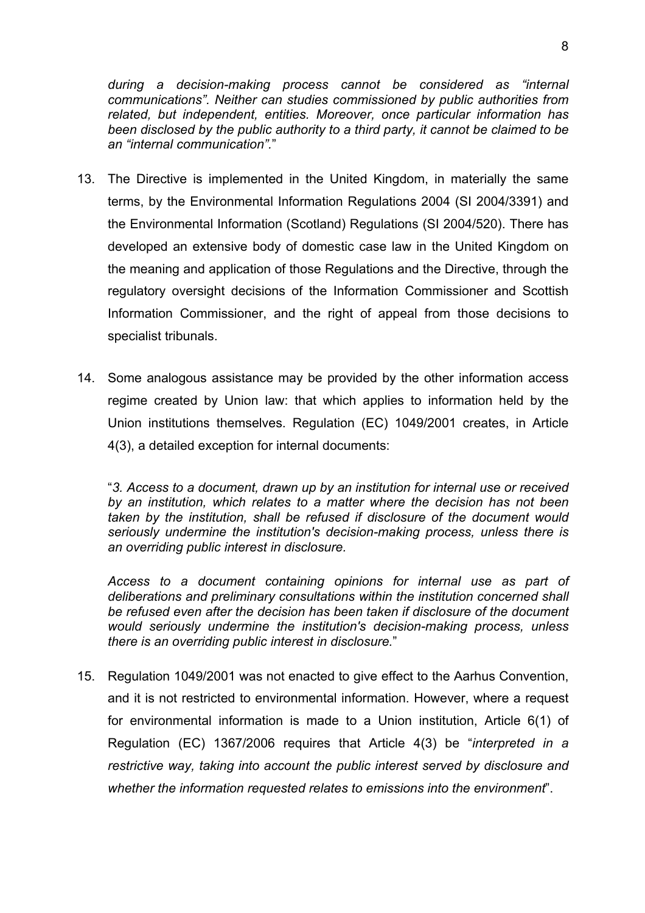*during a decision-making process cannot be considered as "internal communications". Neither can studies commissioned by public authorities from related, but independent, entities. Moreover, once particular information has been disclosed by the public authority to a third party, it cannot be claimed to be an "internal communication".*"

13. The Directive is implemented in the United Kingdom, in materially the same terms, by the Environmental Information Regulations 2004 (SI 2004/3391) and the Environmental Information (Scotland) Regulations (SI 2004/520). There has developed an extensive body of domestic case law in the United Kingdom on the meaning and application of those Regulations and the Directive, through the regulatory oversight decisions of the Information Commissioner and Scottish Information Commissioner, and the right of appeal from those decisions to specialist tribunals.

14. Some analogous assistance may be provided by the other information access regime created by Union law: that which applies to information held by the Union institutions themselves. Regulation (EC) 1049/2001 creates, in Article 4(3), a detailed exception for internal documents:

   "*3. Access to a document, drawn up by an institution for internal use or received by an institution, which relates to a matter where the decision has not been taken by the institution, shall be refused if disclosure of the document would seriously undermine the institution's decision-making process, unless there is an overriding public interest in disclosure.*

   *Access to a document containing opinions for internal use as part of deliberations and preliminary consultations within the institution concerned shall be refused even after the decision has been taken if disclosure of the document would seriously undermine the institution's decision-making process, unless there is an overriding public interest in disclosure.*"

15. Regulation 1049/2001 was not enacted to give effect to the Aarhus Convention, and it is not restricted to environmental information. However, where a request for environmental information is made to a Union institution, Article 6(1) of Regulation (EC) 1367/2006 requires that Article 4(3) be "*interpreted in a restrictive way, taking into account the public interest served by disclosure and whether the information requested relates to emissions into the environment*".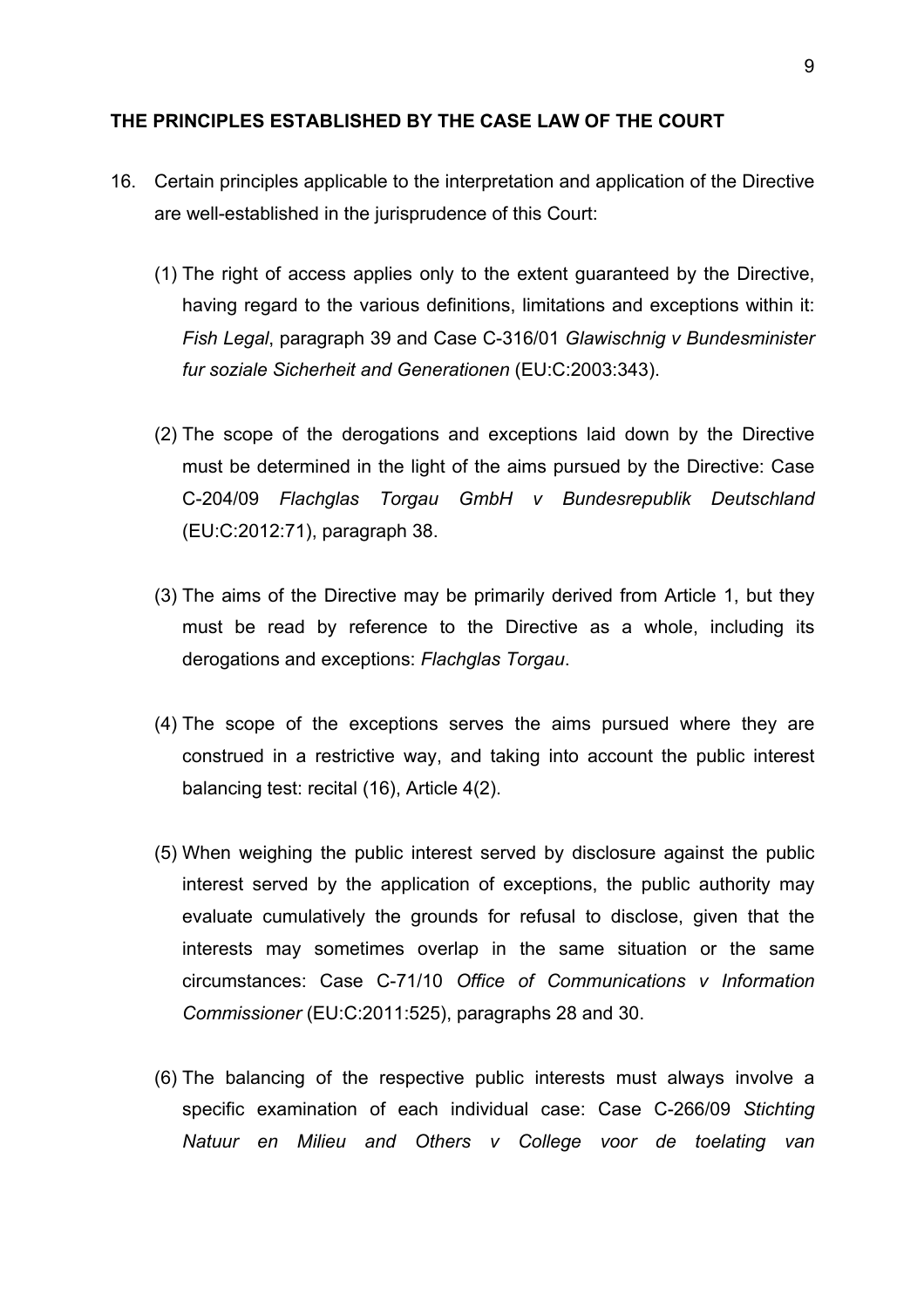**THE PRINCIPLES ESTABLISHED BY THE CASE LAW OF THE COURT**

16. Certain principles applicable to the interpretation and application of the Directive are well-established in the jurisprudence of this Court:

    (1) The right of access applies only to the extent guaranteed by the Directive, having regard to the various definitions, limitations and exceptions within it: *Fish Legal*, paragraph 39 and Case C-316/01 *Glawischnig v Bundesminister fur soziale Sicherheit and Generationen* (EU:C:2003:343).

    (2) The scope of the derogations and exceptions laid down by the Directive must be determined in the light of the aims pursued by the Directive: Case C-204/09 *Flachglas Torgau GmbH v Bundesrepublik Deutschland* (EU:C:2012:71), paragraph 38.

    (3) The aims of the Directive may be primarily derived from Article 1, but they must be read by reference to the Directive as a whole, including its derogations and exceptions: *Flachglas Torgau*.

    (4) The scope of the exceptions serves the aims pursued where they are construed in a restrictive way, and taking into account the public interest balancing test: recital (16), Article 4(2).

    (5) When weighing the public interest served by disclosure against the public interest served by the application of exceptions, the public authority may evaluate cumulatively the grounds for refusal to disclose, given that the interests may sometimes overlap in the same situation or the same circumstances: Case C-71/10 *Office of Communications v Information Commissioner* (EU:C:2011:525), paragraphs 28 and 30.

    (6) The balancing of the respective public interests must always involve a specific examination of each individual case: Case C-266/09 *Stichting Natuur en Milieu and Others v College voor de toelating van*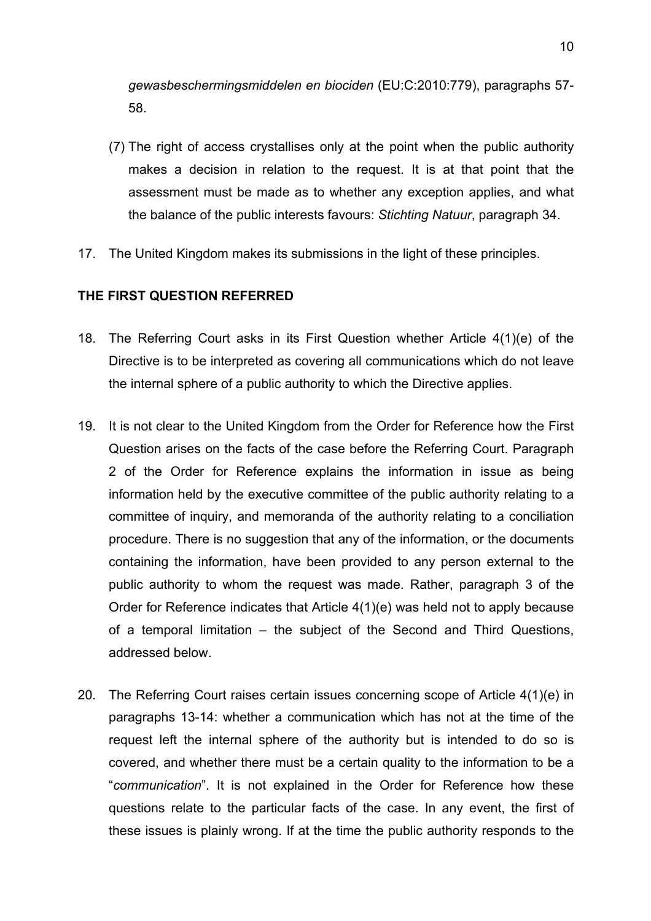*gewasbeschermingsmiddelen en biociden* (EU:C:2010:779), paragraphs 57-58.

(7) The right of access crystallises only at the point when the public authority makes a decision in relation to the request. It is at that point that the assessment must be made as to whether any exception applies, and what the balance of the public interests favours: *Stichting Natuur*, paragraph 34.

17. The United Kingdom makes its submissions in the light of these principles.

**THE FIRST QUESTION REFERRED**

18. The Referring Court asks in its First Question whether Article 4(1)(e) of the Directive is to be interpreted as covering all communications which do not leave the internal sphere of a public authority to which the Directive applies.

19. It is not clear to the United Kingdom from the Order for Reference how the First Question arises on the facts of the case before the Referring Court. Paragraph 2 of the Order for Reference explains the information in issue as being information held by the executive committee of the public authority relating to a committee of inquiry, and memoranda of the authority relating to a conciliation procedure. There is no suggestion that any of the information, or the documents containing the information, have been provided to any person external to the public authority to whom the request was made. Rather, paragraph 3 of the Order for Reference indicates that Article 4(1)(e) was held not to apply because of a temporal limitation – the subject of the Second and Third Questions, addressed below.

20. The Referring Court raises certain issues concerning scope of Article 4(1)(e) in paragraphs 13-14: whether a communication which has not at the time of the request left the internal sphere of the authority but is intended to do so is covered, and whether there must be a certain quality to the information to be a "*communication*". It is not explained in the Order for Reference how these questions relate to the particular facts of the case. In any event, the first of these issues is plainly wrong. If at the time the public authority responds to the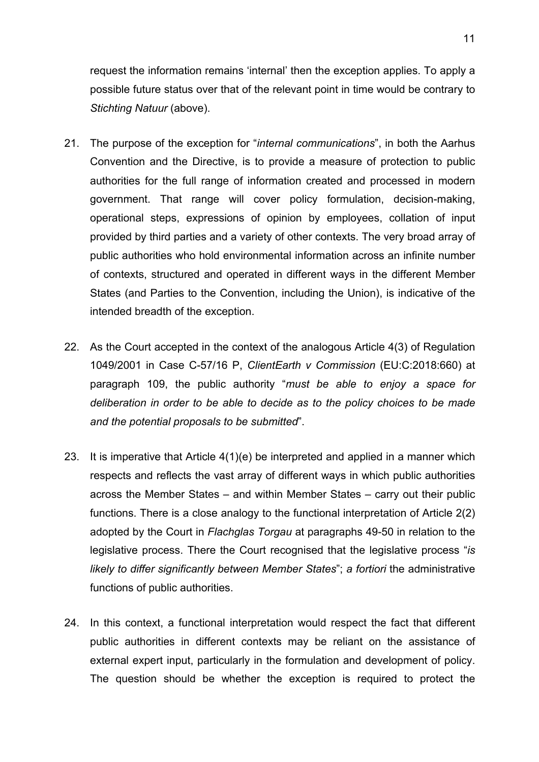request the information remains 'internal' then the exception applies. To apply a possible future status over that of the relevant point in time would be contrary to *Stichting Natuur* (above).

21. The purpose of the exception for "*internal communications*", in both the Aarhus Convention and the Directive, is to provide a measure of protection to public authorities for the full range of information created and processed in modern government. That range will cover policy formulation, decision-making, operational steps, expressions of opinion by employees, collation of input provided by third parties and a variety of other contexts. The very broad array of public authorities who hold environmental information across an infinite number of contexts, structured and operated in different ways in the different Member States (and Parties to the Convention, including the Union), is indicative of the intended breadth of the exception.

22. As the Court accepted in the context of the analogous Article 4(3) of Regulation 1049/2001 in Case C-57/16 P, *ClientEarth v Commission* (EU:C:2018:660) at paragraph 109, the public authority "*must be able to enjoy a space for deliberation in order to be able to decide as to the policy choices to be made and the potential proposals to be submitted*".

23. It is imperative that Article 4(1)(e) be interpreted and applied in a manner which respects and reflects the vast array of different ways in which public authorities across the Member States – and within Member States – carry out their public functions. There is a close analogy to the functional interpretation of Article 2(2) adopted by the Court in *Flachglas Torgau* at paragraphs 49-50 in relation to the legislative process. There the Court recognised that the legislative process "*is likely to differ significantly between Member States*"; *a fortiori* the administrative functions of public authorities.

24. In this context, a functional interpretation would respect the fact that different public authorities in different contexts may be reliant on the assistance of external expert input, particularly in the formulation and development of policy. The question should be whether the exception is required to protect the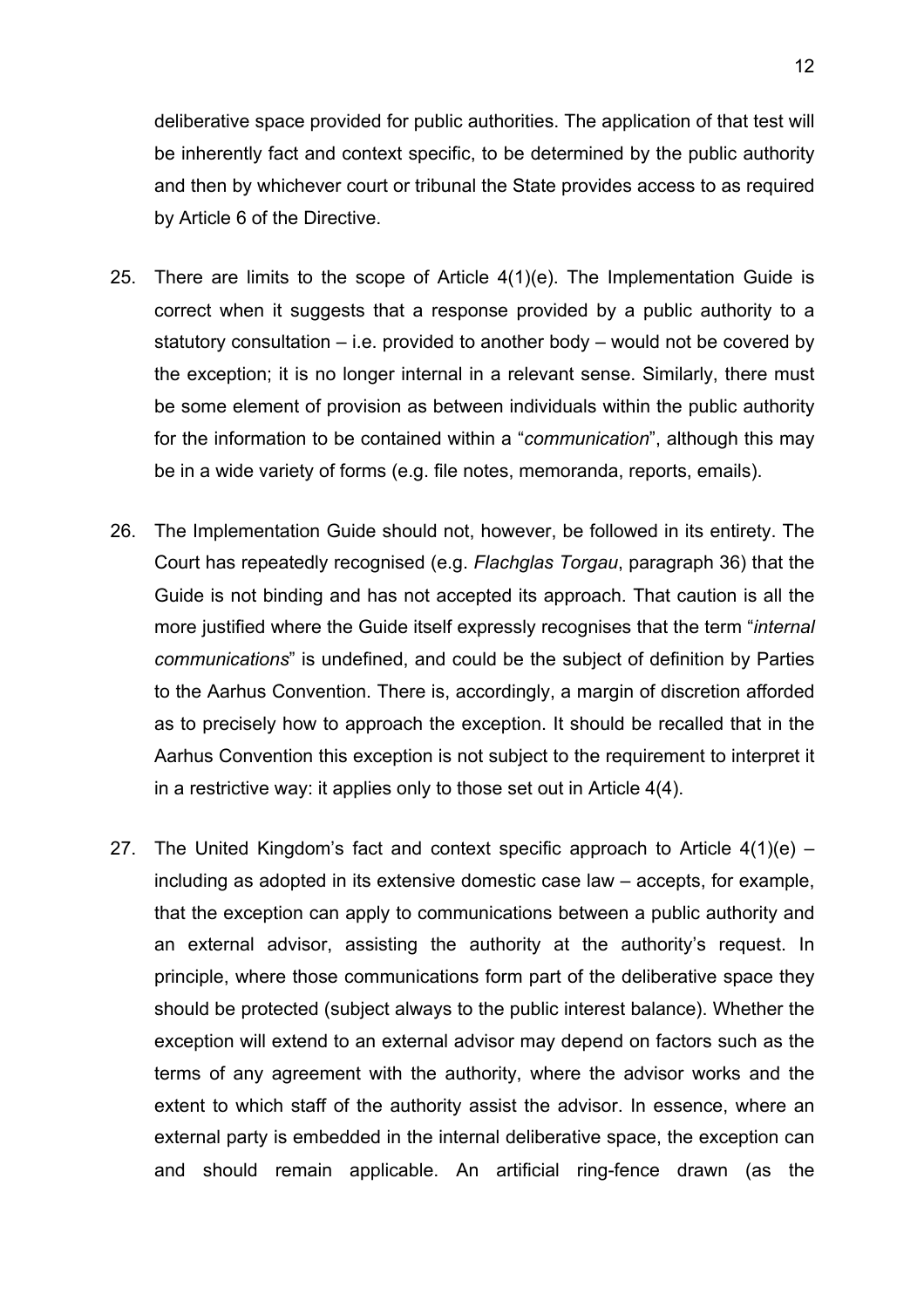deliberative space provided for public authorities. The application of that test will be inherently fact and context specific, to be determined by the public authority and then by whichever court or tribunal the State provides access to as required by Article 6 of the Directive.

25. There are limits to the scope of Article 4(1)(e). The Implementation Guide is correct when it suggests that a response provided by a public authority to a statutory consultation – i.e. provided to another body – would not be covered by the exception; it is no longer internal in a relevant sense. Similarly, there must be some element of provision as between individuals within the public authority for the information to be contained within a "*communication*", although this may be in a wide variety of forms (e.g. file notes, memoranda, reports, emails).

26. The Implementation Guide should not, however, be followed in its entirety. The Court has repeatedly recognised (e.g. *Flachglas Torgau*, paragraph 36) that the Guide is not binding and has not accepted its approach. That caution is all the more justified where the Guide itself expressly recognises that the term "*internal communications*" is undefined, and could be the subject of definition by Parties to the Aarhus Convention. There is, accordingly, a margin of discretion afforded as to precisely how to approach the exception. It should be recalled that in the Aarhus Convention this exception is not subject to the requirement to interpret it in a restrictive way: it applies only to those set out in Article 4(4).

27. The United Kingdom's fact and context specific approach to Article 4(1)(e) – including as adopted in its extensive domestic case law – accepts, for example, that the exception can apply to communications between a public authority and an external advisor, assisting the authority at the authority's request. In principle, where those communications form part of the deliberative space they should be protected (subject always to the public interest balance). Whether the exception will extend to an external advisor may depend on factors such as the terms of any agreement with the authority, where the advisor works and the extent to which staff of the authority assist the advisor. In essence, where an external party is embedded in the internal deliberative space, the exception can and should remain applicable. An artificial ring-fence drawn (as the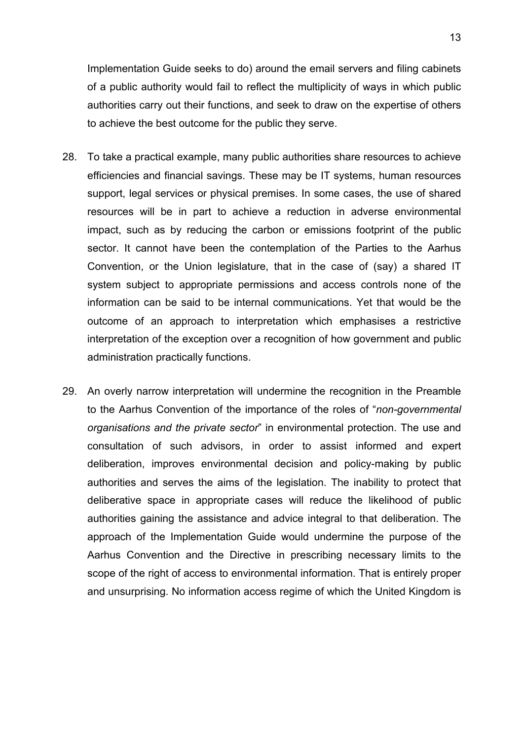Implementation Guide seeks to do) around the email servers and filing cabinets of a public authority would fail to reflect the multiplicity of ways in which public authorities carry out their functions, and seek to draw on the expertise of others to achieve the best outcome for the public they serve.

28. To take a practical example, many public authorities share resources to achieve efficiencies and financial savings. These may be IT systems, human resources support, legal services or physical premises. In some cases, the use of shared resources will be in part to achieve a reduction in adverse environmental impact, such as by reducing the carbon or emissions footprint of the public sector. It cannot have been the contemplation of the Parties to the Aarhus Convention, or the Union legislature, that in the case of (say) a shared IT system subject to appropriate permissions and access controls none of the information can be said to be internal communications. Yet that would be the outcome of an approach to interpretation which emphasises a restrictive interpretation of the exception over a recognition of how government and public administration practically functions.

29. An overly narrow interpretation will undermine the recognition in the Preamble to the Aarhus Convention of the importance of the roles of "*non-governmental organisations and the private sector*" in environmental protection. The use and consultation of such advisors, in order to assist informed and expert deliberation, improves environmental decision and policy-making by public authorities and serves the aims of the legislation. The inability to protect that deliberative space in appropriate cases will reduce the likelihood of public authorities gaining the assistance and advice integral to that deliberation. The approach of the Implementation Guide would undermine the purpose of the Aarhus Convention and the Directive in prescribing necessary limits to the scope of the right of access to environmental information. That is entirely proper and unsurprising. No information access regime of which the United Kingdom is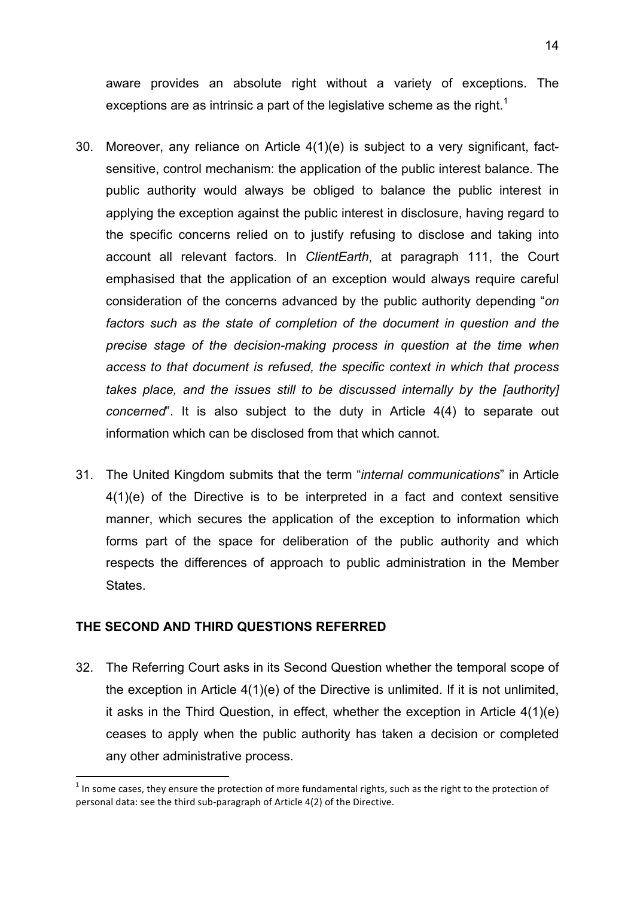aware provides an absolute right without a variety of exceptions. The exceptions are as intrinsic a part of the legislative scheme as the right.[1]

30. Moreover, any reliance on Article 4(1)(e) is subject to a very significant, fact-sensitive, control mechanism: the application of the public interest balance. The public authority would always be obliged to balance the public interest in applying the exception against the public interest in disclosure, having regard to the specific concerns relied on to justify refusing to disclose and taking into account all relevant factors. In *ClientEarth*, at paragraph 111, the Court emphasised that the application of an exception would always require careful consideration of the concerns advanced by the public authority depending "*on factors such as the state of completion of the document in question and the precise stage of the decision-making process in question at the time when access to that document is refused, the specific context in which that process takes place, and the issues still to be discussed internally by the [authority] concerned*". It is also subject to the duty in Article 4(4) to separate out information which can be disclosed from that which cannot.

31. The United Kingdom submits that the term "*internal communications*" in Article 4(1)(e) of the Directive is to be interpreted in a fact and context sensitive manner, which secures the application of the exception to information which forms part of the space for deliberation of the public authority and which respects the differences of approach to public administration in the Member States.

## THE SECOND AND THIRD QUESTIONS REFERRED

32. The Referring Court asks in its Second Question whether the temporal scope of the exception in Article 4(1)(e) of the Directive is unlimited. If it is not unlimited, it asks in the Third Question, in effect, whether the exception in Article 4(1)(e) ceases to apply when the public authority has taken a decision or completed any other administrative process.

---

[1] In some cases, they ensure the protection of more fundamental rights, such as the right to the protection of personal data: see the third sub-paragraph of Article 4(2) of the Directive.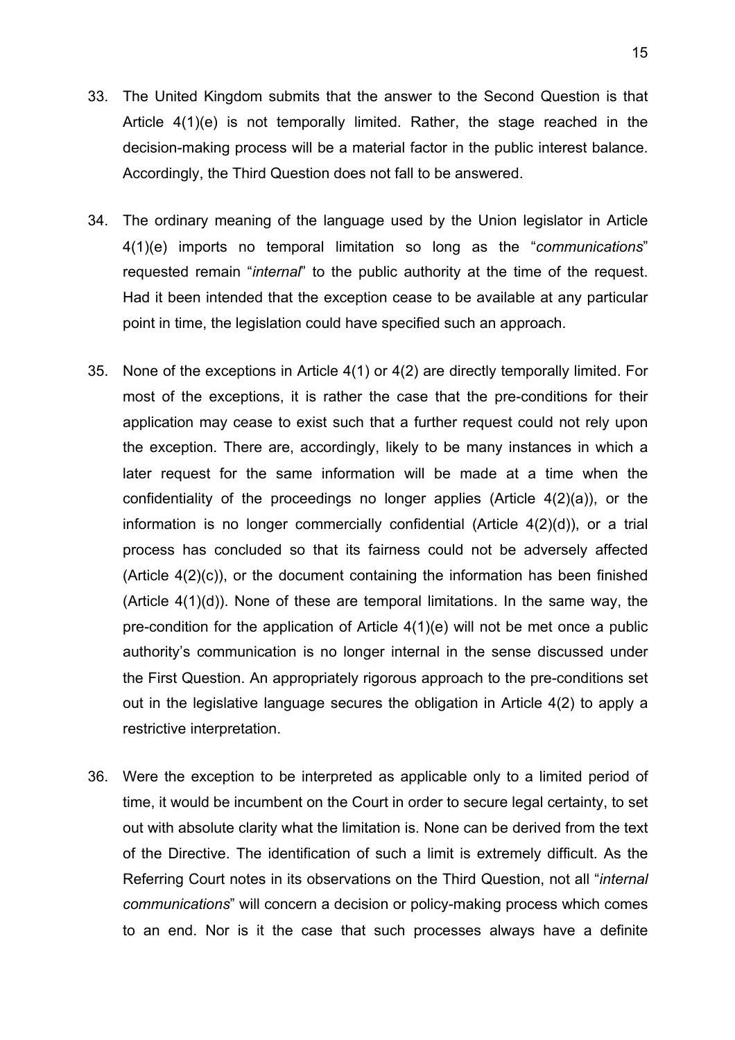33. The United Kingdom submits that the answer to the Second Question is that Article 4(1)(e) is not temporally limited. Rather, the stage reached in the decision-making process will be a material factor in the public interest balance. Accordingly, the Third Question does not fall to be answered.

34. The ordinary meaning of the language used by the Union legislator in Article 4(1)(e) imports no temporal limitation so long as the "*communications*" requested remain "*internal*" to the public authority at the time of the request. Had it been intended that the exception cease to be available at any particular point in time, the legislation could have specified such an approach.

35. None of the exceptions in Article 4(1) or 4(2) are directly temporally limited. For most of the exceptions, it is rather the case that the pre-conditions for their application may cease to exist such that a further request could not rely upon the exception. There are, accordingly, likely to be many instances in which a later request for the same information will be made at a time when the confidentiality of the proceedings no longer applies (Article 4(2)(a)), or the information is no longer commercially confidential (Article 4(2)(d)), or a trial process has concluded so that its fairness could not be adversely affected (Article 4(2)(c)), or the document containing the information has been finished (Article 4(1)(d)). None of these are temporal limitations. In the same way, the pre-condition for the application of Article 4(1)(e) will not be met once a public authority's communication is no longer internal in the sense discussed under the First Question. An appropriately rigorous approach to the pre-conditions set out in the legislative language secures the obligation in Article 4(2) to apply a restrictive interpretation.

36. Were the exception to be interpreted as applicable only to a limited period of time, it would be incumbent on the Court in order to secure legal certainty, to set out with absolute clarity what the limitation is. None can be derived from the text of the Directive. The identification of such a limit is extremely difficult. As the Referring Court notes in its observations on the Third Question, not all "*internal communications*" will concern a decision or policy-making process which comes to an end. Nor is it the case that such processes always have a definite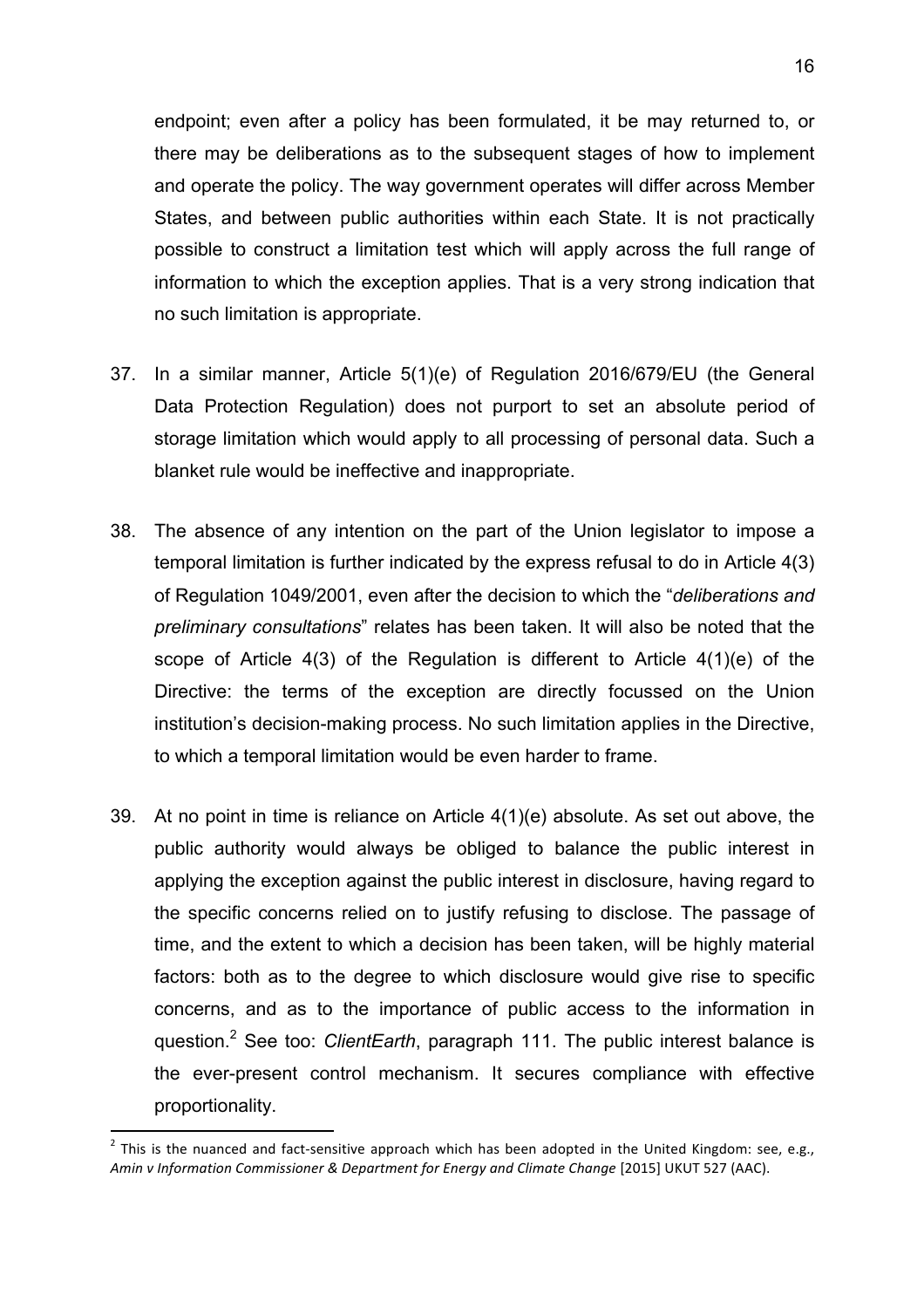endpoint; even after a policy has been formulated, it be may returned to, or there may be deliberations as to the subsequent stages of how to implement and operate the policy. The way government operates will differ across Member States, and between public authorities within each State. It is not practically possible to construct a limitation test which will apply across the full range of information to which the exception applies. That is a very strong indication that no such limitation is appropriate.

37. In a similar manner, Article 5(1)(e) of Regulation 2016/679/EU (the General Data Protection Regulation) does not purport to set an absolute period of storage limitation which would apply to all processing of personal data. Such a blanket rule would be ineffective and inappropriate.

38. The absence of any intention on the part of the Union legislator to impose a temporal limitation is further indicated by the express refusal to do in Article 4(3) of Regulation 1049/2001, even after the decision to which the "*deliberations and preliminary consultations*" relates has been taken. It will also be noted that the scope of Article 4(3) of the Regulation is different to Article 4(1)(e) of the Directive: the terms of the exception are directly focussed on the Union institution's decision-making process. No such limitation applies in the Directive, to which a temporal limitation would be even harder to frame.

39. At no point in time is reliance on Article 4(1)(e) absolute. As set out above, the public authority would always be obliged to balance the public interest in applying the exception against the public interest in disclosure, having regard to the specific concerns relied on to justify refusing to disclose. The passage of time, and the extent to which a decision has been taken, will be highly material factors: both as to the degree to which disclosure would give rise to specific concerns, and as to the importance of public access to the information in question.[2] See too: *ClientEarth*, paragraph 111. The public interest balance is the ever-present control mechanism. It secures compliance with effective proportionality.

---

[2] This is the nuanced and fact-sensitive approach which has been adopted in the United Kingdom: see, e.g., *Amin v Information Commissioner & Department for Energy and Climate Change* [2015] UKUT 527 (AAC).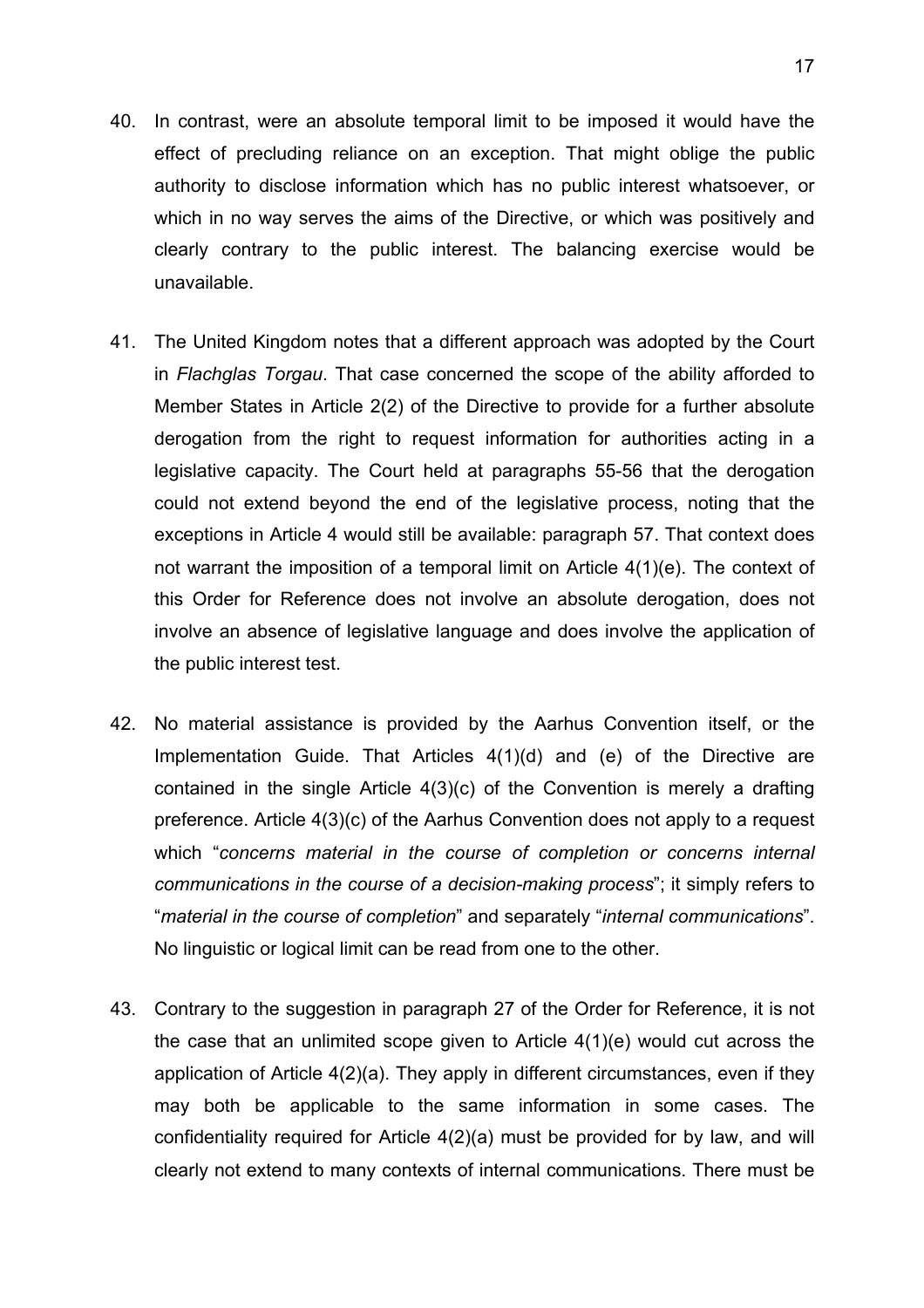40. In contrast, were an absolute temporal limit to be imposed it would have the effect of precluding reliance on an exception. That might oblige the public authority to disclose information which has no public interest whatsoever, or which in no way serves the aims of the Directive, or which was positively and clearly contrary to the public interest. The balancing exercise would be unavailable.

41. The United Kingdom notes that a different approach was adopted by the Court in *Flachglas Torgau*. That case concerned the scope of the ability afforded to Member States in Article 2(2) of the Directive to provide for a further absolute derogation from the right to request information for authorities acting in a legislative capacity. The Court held at paragraphs 55-56 that the derogation could not extend beyond the end of the legislative process, noting that the exceptions in Article 4 would still be available: paragraph 57. That context does not warrant the imposition of a temporal limit on Article 4(1)(e). The context of this Order for Reference does not involve an absolute derogation, does not involve an absence of legislative language and does involve the application of the public interest test.

42. No material assistance is provided by the Aarhus Convention itself, or the Implementation Guide. That Articles 4(1)(d) and (e) of the Directive are contained in the single Article 4(3)(c) of the Convention is merely a drafting preference. Article 4(3)(c) of the Aarhus Convention does not apply to a request which "*concerns material in the course of completion or concerns internal communications in the course of a decision-making process*"; it simply refers to "*material in the course of completion*" and separately "*internal communications*". No linguistic or logical limit can be read from one to the other.

43. Contrary to the suggestion in paragraph 27 of the Order for Reference, it is not the case that an unlimited scope given to Article 4(1)(e) would cut across the application of Article 4(2)(a). They apply in different circumstances, even if they may both be applicable to the same information in some cases. The confidentiality required for Article 4(2)(a) must be provided for by law, and will clearly not extend to many contexts of internal communications. There must be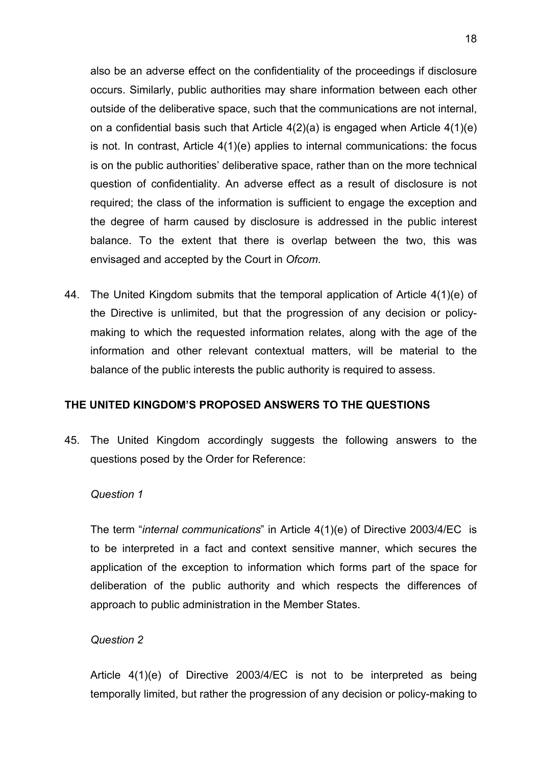also be an adverse effect on the confidentiality of the proceedings if disclosure occurs. Similarly, public authorities may share information between each other outside of the deliberative space, such that the communications are not internal, on a confidential basis such that Article 4(2)(a) is engaged when Article 4(1)(e) is not. In contrast, Article 4(1)(e) applies to internal communications: the focus is on the public authorities' deliberative space, rather than on the more technical question of confidentiality. An adverse effect as a result of disclosure is not required; the class of the information is sufficient to engage the exception and the degree of harm caused by disclosure is addressed in the public interest balance. To the extent that there is overlap between the two, this was envisaged and accepted by the Court in *Ofcom*.

44. The United Kingdom submits that the temporal application of Article 4(1)(e) of the Directive is unlimited, but that the progression of any decision or policy-making to which the requested information relates, along with the age of the information and other relevant contextual matters, will be material to the balance of the public interests the public authority is required to assess.

**THE UNITED KINGDOM'S PROPOSED ANSWERS TO THE QUESTIONS**

45. The United Kingdom accordingly suggests the following answers to the questions posed by the Order for Reference:

*Question 1*

The term "*internal communications*" in Article 4(1)(e) of Directive 2003/4/EC is to be interpreted in a fact and context sensitive manner, which secures the application of the exception to information which forms part of the space for deliberation of the public authority and which respects the differences of approach to public administration in the Member States.

*Question 2*

Article 4(1)(e) of Directive 2003/4/EC is not to be interpreted as being temporally limited, but rather the progression of any decision or policy-making to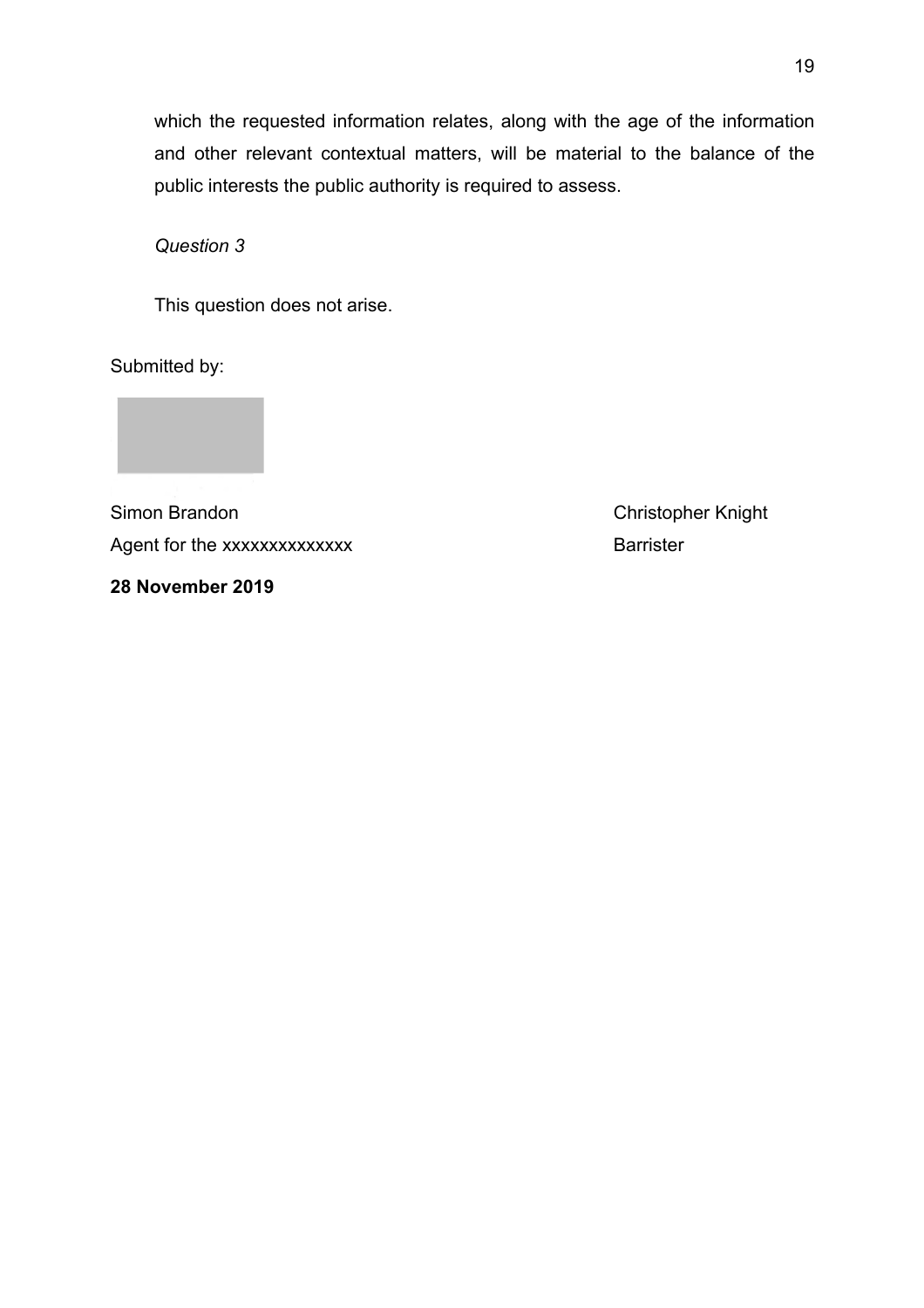which the requested information relates, along with the age of the information and other relevant contextual matters, will be material to the balance of the public interests the public authority is required to assess.

*Question 3*

This question does not arise.

Submitted by:

Simon Brandon
Agent for the xxxxxxxxxxxxxx

Christopher Knight
Barrister

**28 November 2019**